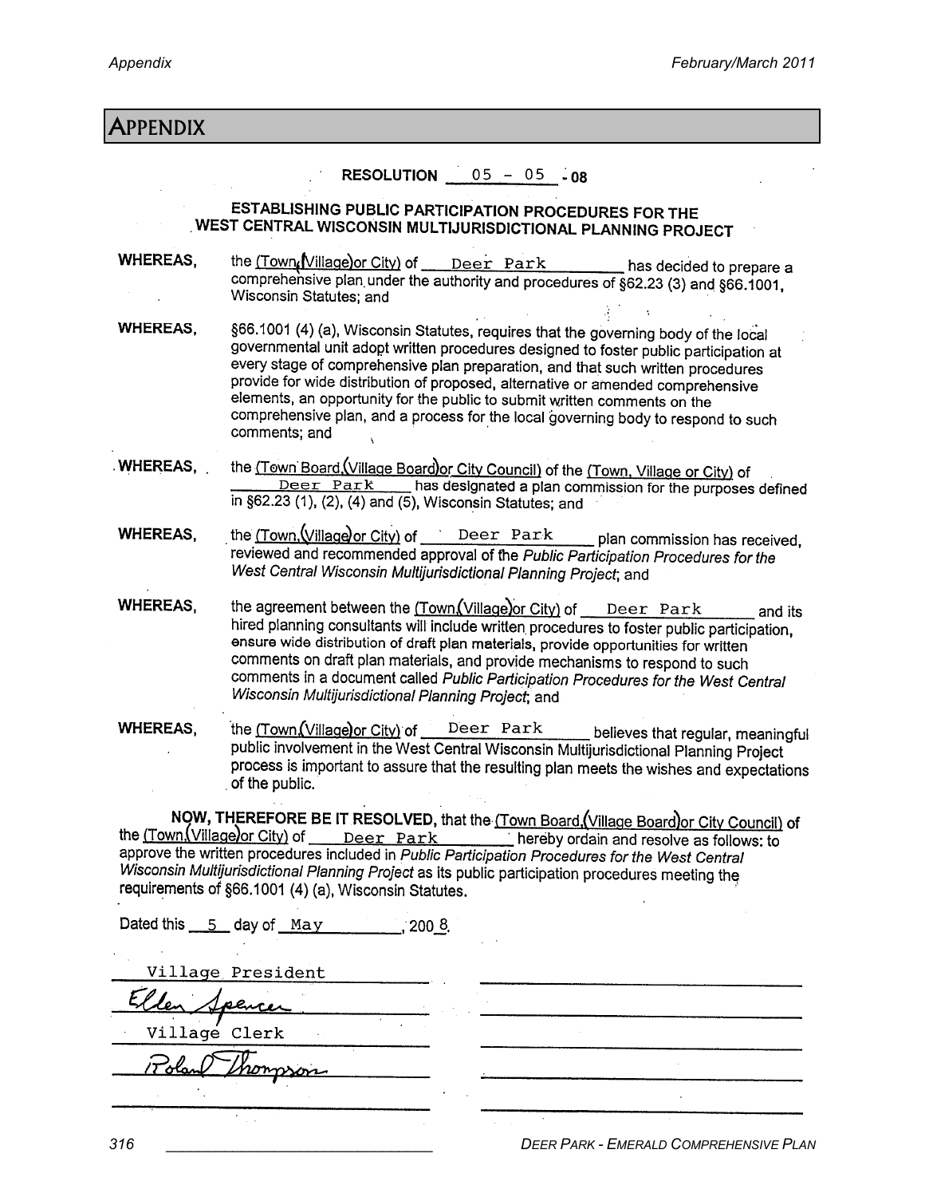# APPENDIX

**RESOLUTION 05 - 05 - 08**

**ESTABLISHING PUBLIC PARTICIPATION PROCEDURES FOR THE WEST CENTRAL WISCONSIN MULTIJURISDICTIONAL PLANNING PROJECT**

**WHEREAS,** the (Town, Village or City) of Deer Park has decided to prepare a comprehensive plan under the authority and procedures of §62.23 (3) and §66.1001, Wisconsin Statutes; and

**WHEREAS,** §66.1001 (4) (a), Wisconsin Statutes, requires that the governing body of the local governmental unit adopt written procedures designed to foster public participation at every stage of comprehensive plan preparation, and that such written procedures provide for wide distribution of proposed, alternative or amended comprehensive elements, an opportunity for the public to submit written comments on the comprehensive plan, and a process for the local governing body to respond to such comments; and

**WHEREAS,** the (Town Board, Village Board or City Council) of the (Town, Village or City) of Deer Park has designated a plan commission for the purposes defined in §62.23 (1), (2), (4) and (5), Wisconsin Statutes; and

**WHEREAS,** the (Town, Village or City) of Deer Park plan commission has received, reviewed and recommended approval of the *Public Participation Procedures for the West Central Wisconsin Multijurisdictional Planning Project*; and

**WHEREAS,** the agreement between the (Town, Village or City) of Deer Park and its hired planning consultants will include written procedures to foster public participation, ensure wide distribution of draft plan materials, provide opportunities for written comments on draft plan materials, and provide mechanisms to respond to such comments in a document called *Public Participation Procedures for the West Central Wisconsin Multijurisdictional Planning Project*; and

**WHEREAS,** the (Town, Village or City) of Deer Park believes that regular, meaningful public involvement in the West Central Wisconsin Multijurisdictional Planning Project process is important to assure that the resulting plan meets the wishes and expectations of the public.

**NOW, THEREFORE BE IT RESOLVED,** that the (Town Board, Village Board or City Council) of the (Town, Village or City) of Deer Park hereby ordain and resolve as follows: to approve the written procedures included in *Public Participation Procedures for the West Central Wisconsin Multijurisdictional Planning Project* as its public participation procedures meeting the requirements of §66.1001 (4) (a), Wisconsin Statutes.

Dated this 5 day of May, 2008.

Village President

Elden Spencer

Village Clerk

Roland Thompson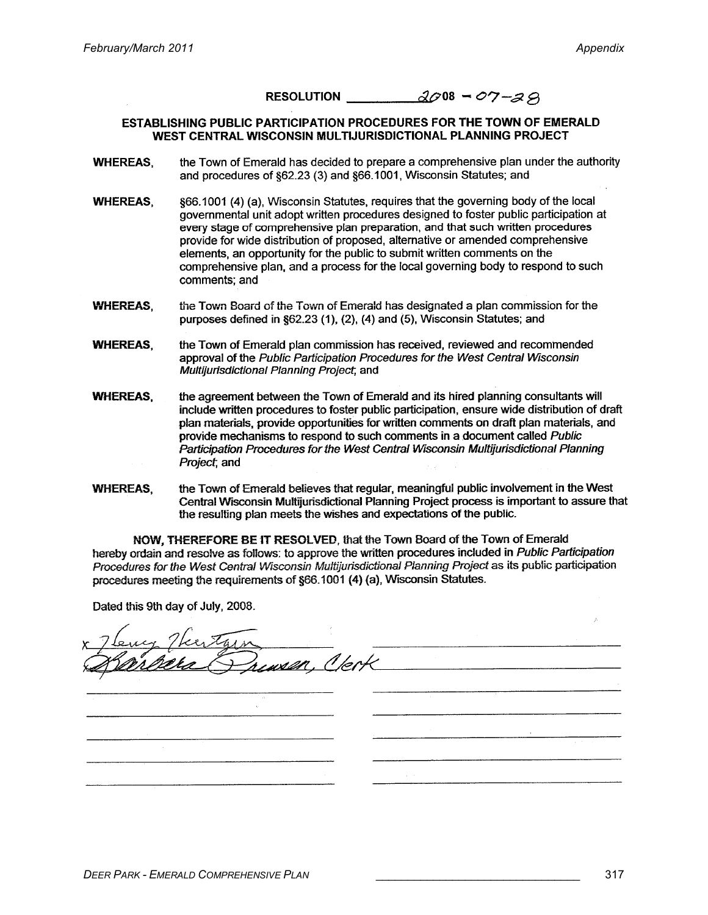# RESOLUTION 2008 – 07–28

## ESTABLISHING PUBLIC PARTICIPATION PROCEDURES FOR THE TOWN OF EMERALD WEST CENTRAL WISCONSIN MULTIJURISDICTIONAL PLANNING PROJECT

**WHEREAS**, the Town of Emerald has decided to prepare a comprehensive plan under the authority and procedures of §62.23 (3) and §66.1001, Wisconsin Statutes; and

**WHEREAS**, §66.1001 (4) (a), Wisconsin Statutes, requires that the governing body of the local governmental unit adopt written procedures designed to foster public participation at every stage of comprehensive plan preparation, and that such written procedures provide for wide distribution of proposed, alternative or amended comprehensive elements, an opportunity for the public to submit written comments on the comprehensive plan, and a process for the local governing body to respond to such comments; and

**WHEREAS**, the Town Board of the Town of Emerald has designated a plan commission for the purposes defined in §62.23 (1), (2), (4) and (5), Wisconsin Statutes; and

**WHEREAS**, the Town of Emerald plan commission has received, reviewed and recommended approval of the *Public Participation Procedures for the West Central Wisconsin Multijurisdictional Planning Project*; and

**WHEREAS**, the agreement between the Town of Emerald and its hired planning consultants will include written procedures to foster public participation, ensure wide distribution of draft plan materials, provide opportunities for written comments on draft plan materials, and provide mechanisms to respond to such comments in a document called *Public Participation Procedures for the West Central Wisconsin Multijurisdictional Planning Project*; and

**WHEREAS**, the Town of Emerald believes that regular, meaningful public involvement in the West Central Wisconsin Multijurisdictional Planning Project process is important to assure that the resulting plan meets the wishes and expectations of the public.

**NOW, THEREFORE BE IT RESOLVED**, that the Town Board of the Town of Emerald hereby ordain and resolve as follows: to approve the written procedures included in *Public Participation Procedures for the West Central Wisconsin Multijurisdictional Planning Project* as its public participation procedures meeting the requirements of §66.1001 (4) (a), Wisconsin Statutes.

Dated this 9th day of July, 2008.

x Terry Hertzgen

Barbara Pruesen, Clerk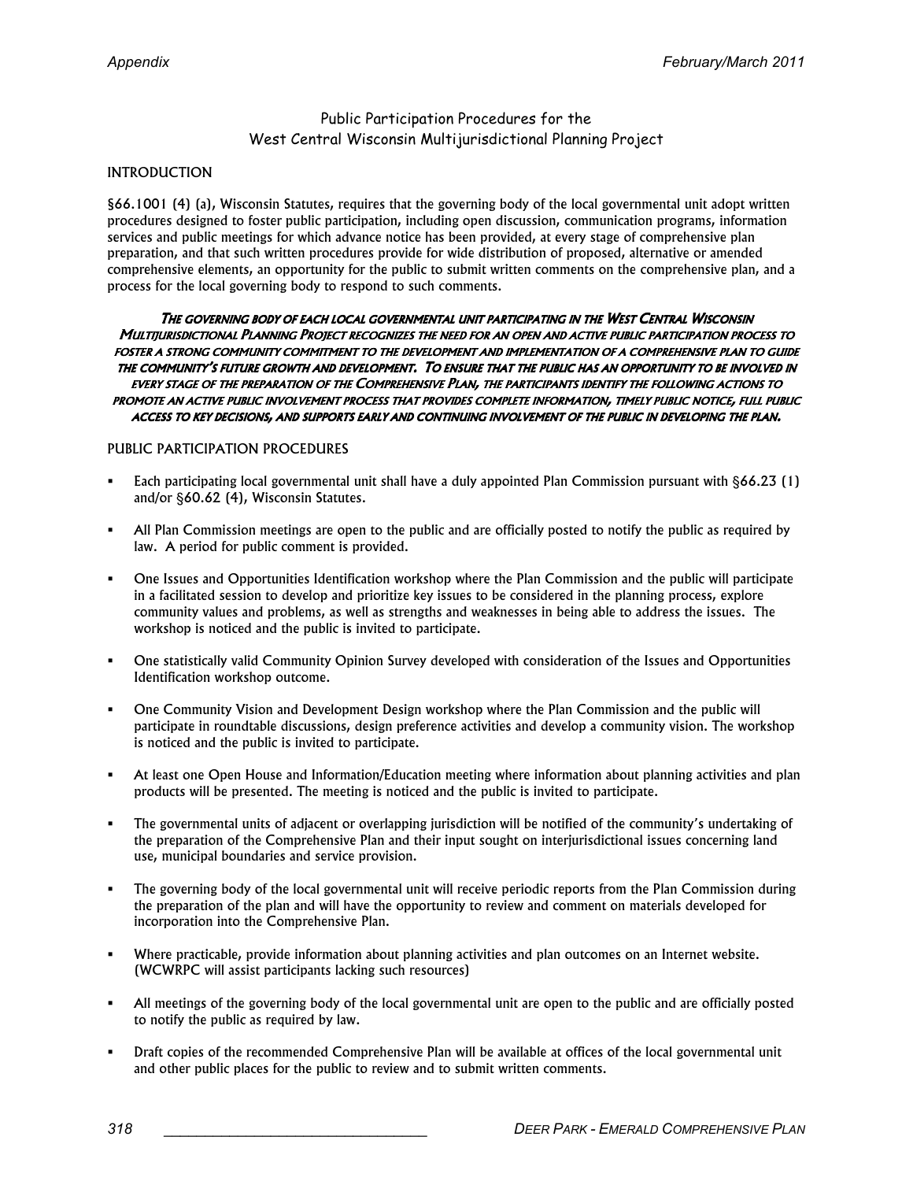## Public Participation Procedures for the West Central Wisconsin Multijurisdictional Planning Project

### INTRODUCTION

§66.1001 (4) (a), Wisconsin Statutes, requires that the governing body of the local governmental unit adopt written procedures designed to foster public participation, including open discussion, communication programs, information services and public meetings for which advance notice has been provided, at every stage of comprehensive plan preparation, and that such written procedures provide for wide distribution of proposed, alternative or amended comprehensive elements, an opportunity for the public to submit written comments on the comprehensive plan, and a process for the local governing body to respond to such comments.

***THE GOVERNING BODY OF EACH LOCAL GOVERNMENTAL UNIT PARTICIPATING IN THE WEST CENTRAL WISCONSIN MULTIJURISDICTIONAL PLANNING PROJECT RECOGNIZES THE NEED FOR AN OPEN AND ACTIVE PUBLIC PARTICIPATION PROCESS TO FOSTER A STRONG COMMUNITY COMMITMENT TO THE DEVELOPMENT AND IMPLEMENTATION OF A COMPREHENSIVE PLAN TO GUIDE THE COMMUNITY'S FUTURE GROWTH AND DEVELOPMENT. TO ENSURE THAT THE PUBLIC HAS AN OPPORTUNITY TO BE INVOLVED IN EVERY STAGE OF THE PREPARATION OF THE COMPREHENSIVE PLAN, THE PARTICIPANTS IDENTIFY THE FOLLOWING ACTIONS TO PROMOTE AN ACTIVE PUBLIC INVOLVEMENT PROCESS THAT PROVIDES COMPLETE INFORMATION, TIMELY PUBLIC NOTICE, FULL PUBLIC ACCESS TO KEY DECISIONS, AND SUPPORTS EARLY AND CONTINUING INVOLVEMENT OF THE PUBLIC IN DEVELOPING THE PLAN.***

### PUBLIC PARTICIPATION PROCEDURES

- Each participating local governmental unit shall have a duly appointed Plan Commission pursuant with §66.23 (1) and/or §60.62 (4), Wisconsin Statutes.
- All Plan Commission meetings are open to the public and are officially posted to notify the public as required by law. A period for public comment is provided.
- One Issues and Opportunities Identification workshop where the Plan Commission and the public will participate in a facilitated session to develop and prioritize key issues to be considered in the planning process, explore community values and problems, as well as strengths and weaknesses in being able to address the issues. The workshop is noticed and the public is invited to participate.
- One statistically valid Community Opinion Survey developed with consideration of the Issues and Opportunities Identification workshop outcome.
- One Community Vision and Development Design workshop where the Plan Commission and the public will participate in roundtable discussions, design preference activities and develop a community vision. The workshop is noticed and the public is invited to participate.
- At least one Open House and Information/Education meeting where information about planning activities and plan products will be presented. The meeting is noticed and the public is invited to participate.
- The governmental units of adjacent or overlapping jurisdiction will be notified of the community's undertaking of the preparation of the Comprehensive Plan and their input sought on interjurisdictional issues concerning land use, municipal boundaries and service provision.
- The governing body of the local governmental unit will receive periodic reports from the Plan Commission during the preparation of the plan and will have the opportunity to review and comment on materials developed for incorporation into the Comprehensive Plan.
- Where practicable, provide information about planning activities and plan outcomes on an Internet website. (WCWRPC will assist participants lacking such resources)
- All meetings of the governing body of the local governmental unit are open to the public and are officially posted to notify the public as required by law.
- Draft copies of the recommended Comprehensive Plan will be available at offices of the local governmental unit and other public places for the public to review and to submit written comments.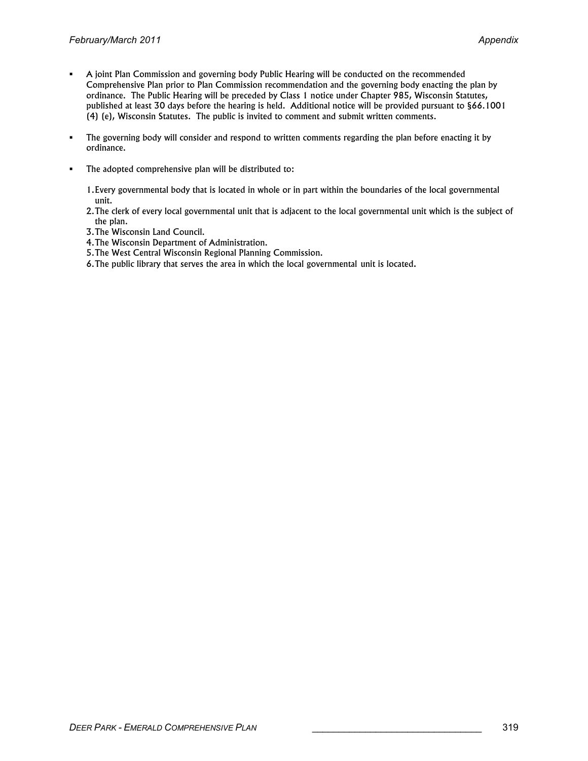- A joint Plan Commission and governing body Public Hearing will be conducted on the recommended Comprehensive Plan prior to Plan Commission recommendation and the governing body enacting the plan by ordinance. The Public Hearing will be preceded by Class 1 notice under Chapter 985, Wisconsin Statutes, published at least 30 days before the hearing is held. Additional notice will be provided pursuant to §66.1001 (4) (e), Wisconsin Statutes. The public is invited to comment and submit written comments.

- The governing body will consider and respond to written comments regarding the plan before enacting it by ordinance.

- The adopted comprehensive plan will be distributed to:

  1. Every governmental body that is located in whole or in part within the boundaries of the local governmental unit.
  2. The clerk of every local governmental unit that is adjacent to the local governmental unit which is the subject of the plan.
  3. The Wisconsin Land Council.
  4. The Wisconsin Department of Administration.
  5. The West Central Wisconsin Regional Planning Commission.
  6. The public library that serves the area in which the local governmental unit is located.